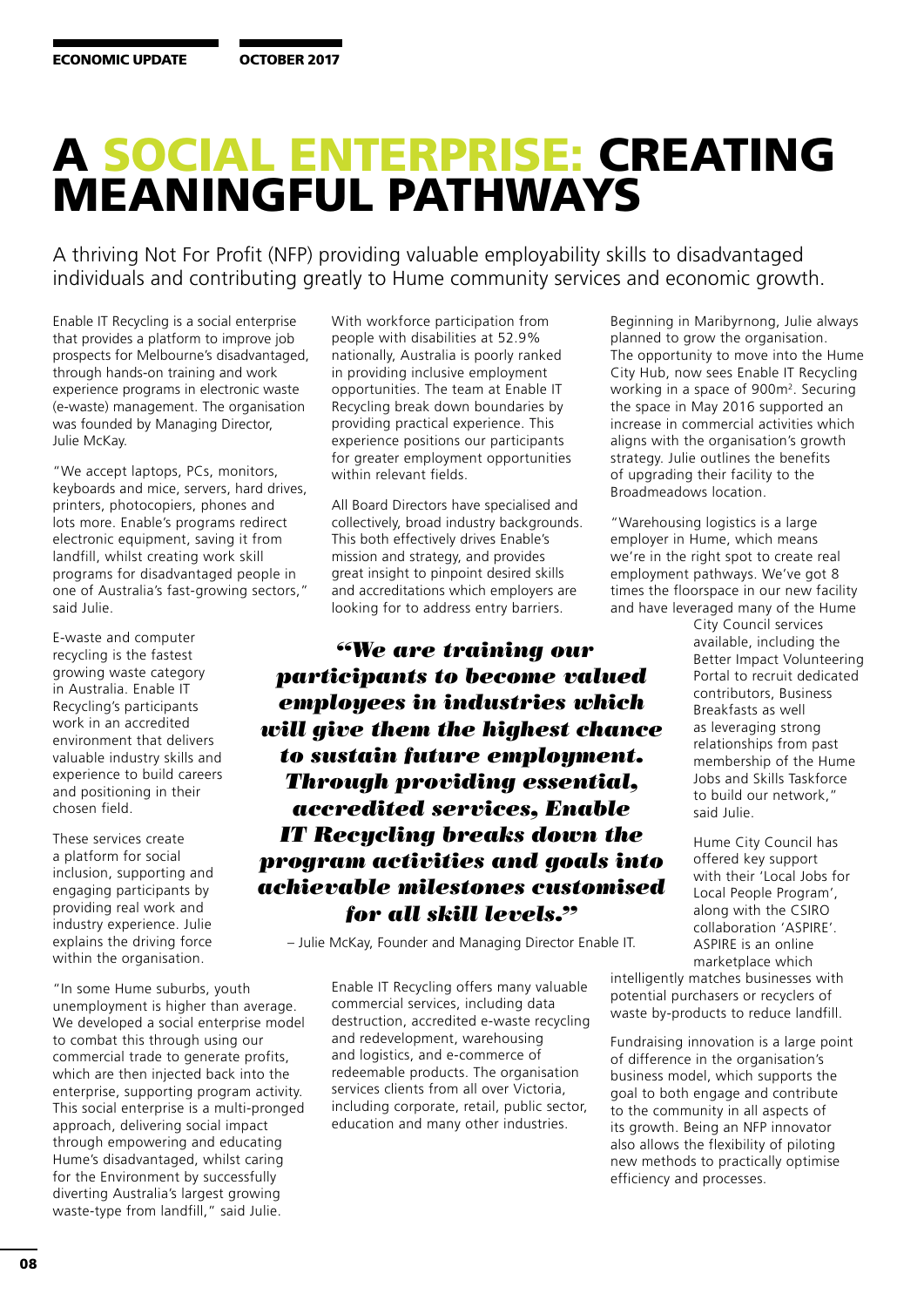# A SOCIAL ENTERPRISE: CREATING MEANINGFUL PATHWAYS

A thriving Not For Profit (NFP) providing valuable employability skills to disadvantaged individuals and contributing greatly to Hume community services and economic growth.

Enable IT Recycling is a social enterprise that provides a platform to improve job prospects for Melbourne's disadvantaged, through hands-on training and work experience programs in electronic waste (e-waste) management. The organisation was founded by Managing Director, Julie McKay.

"We accept laptops, PCs, monitors, keyboards and mice, servers, hard drives, printers, photocopiers, phones and lots more. Enable's programs redirect electronic equipment, saving it from landfill, whilst creating work skill programs for disadvantaged people in one of Australia's fast-growing sectors," said Julie.

E-waste and computer recycling is the fastest growing waste category in Australia. Enable IT Recycling's participants work in an accredited environment that delivers valuable industry skills and experience to build careers and positioning in their chosen field.

These services create a platform for social inclusion, supporting and engaging participants by providing real work and industry experience. Julie explains the driving force within the organisation.

"In some Hume suburbs, youth unemployment is higher than average. We developed a social enterprise model to combat this through using our commercial trade to generate profits, which are then injected back into the enterprise, supporting program activity. This social enterprise is a multi-pronged approach, delivering social impact through empowering and educating Hume's disadvantaged, whilst caring for the Environment by successfully diverting Australia's largest growing waste-type from landfill," said Julie.

With workforce participation from people with disabilities at 52.9% nationally, Australia is poorly ranked in providing inclusive employment opportunities. The team at Enable IT Recycling break down boundaries by providing practical experience. This experience positions our participants for greater employment opportunities within relevant fields.

All Board Directors have specialised and collectively, broad industry backgrounds. This both effectively drives Enable's mission and strategy, and provides great insight to pinpoint desired skills and accreditations which employers are looking for to address entry barriers.

> ***"We are training our participants to become valued employees in industries which will give them the highest chance to sustain future employment. Through providing essential, accredited services, Enable IT Recycling breaks down the program activities and goals into achievable milestones customised for all skill levels."***
>
> – Julie McKay, Founder and Managing Director Enable IT.

Enable IT Recycling offers many valuable commercial services, including data destruction, accredited e-waste recycling and redevelopment, warehousing and logistics, and e-commerce of redeemable products. The organisation services clients from all over Victoria, including corporate, retail, public sector, education and many other industries.

Beginning in Maribyrnong, Julie always planned to grow the organisation. The opportunity to move into the Hume City Hub, now sees Enable IT Recycling working in a space of 900m². Securing the space in May 2016 supported an increase in commercial activities which aligns with the organisation's growth strategy. Julie outlines the benefits of upgrading their facility to the Broadmeadows location.

"Warehousing logistics is a large employer in Hume, which means we're in the right spot to create real employment pathways. We've got 8 times the floorspace in our new facility and have leveraged many of the Hume City Council services available, including the Better Impact Volunteering Portal to recruit dedicated contributors, Business Breakfasts as well as leveraging strong relationships from past membership of the Hume Jobs and Skills Taskforce to build our network," said Julie.

Hume City Council has offered key support with their 'Local Jobs for Local People Program', along with the CSIRO collaboration 'ASPIRE'. ASPIRE is an online marketplace which intelligently matches businesses with potential purchasers or recyclers of waste by-products to reduce landfill.

Fundraising innovation is a large point of difference in the organisation's business model, which supports the goal to both engage and contribute to the community in all aspects of its growth. Being an NFP innovator also allows the flexibility of piloting new methods to practically optimise efficiency and processes.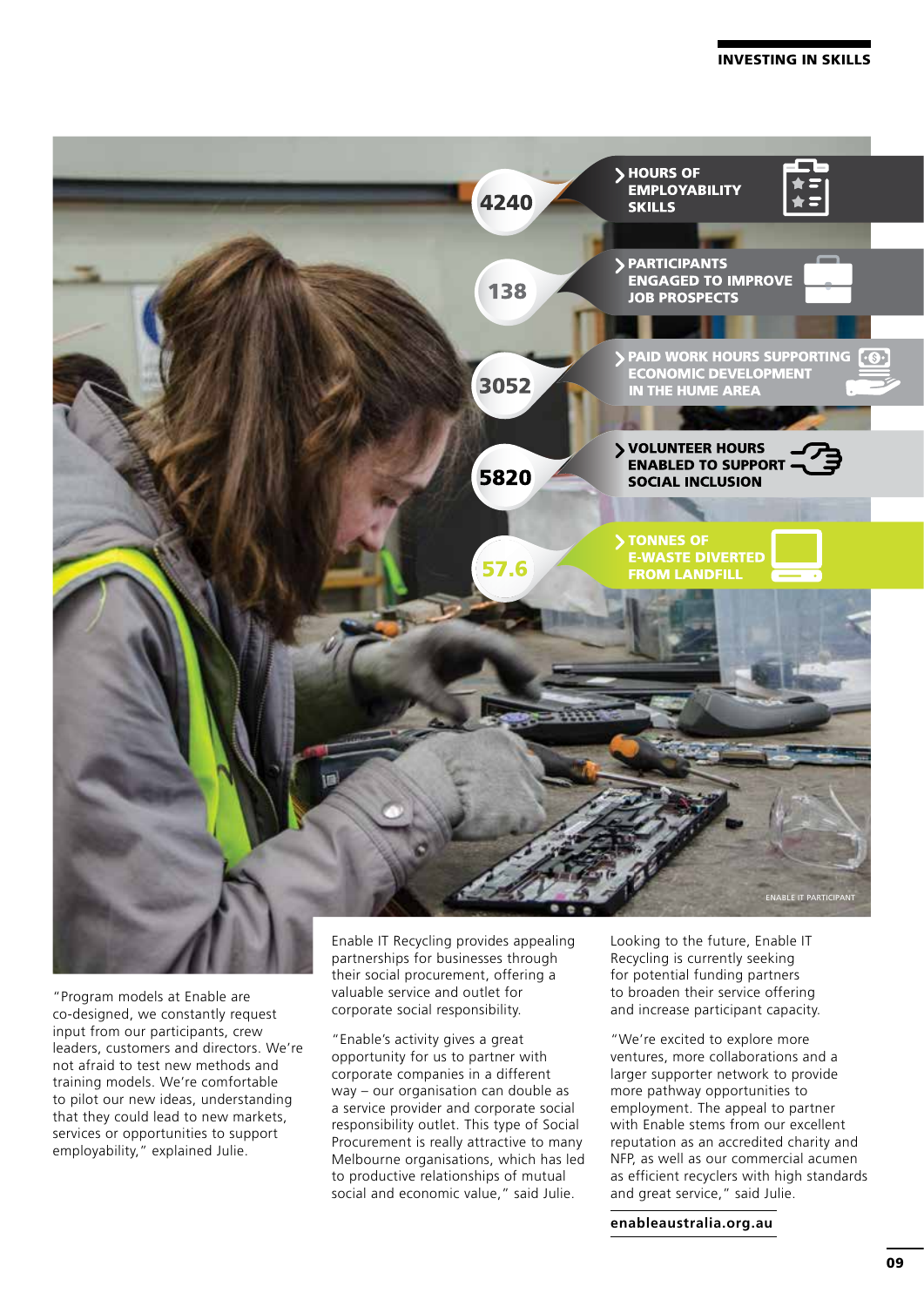- **4240** HOURS OF EMPLOYABILITY SKILLS
- **138** PARTICIPANTS ENGAGED TO IMPROVE JOB PROSPECTS
- **3052** PAID WORK HOURS SUPPORTING ECONOMIC DEVELOPMENT IN THE HUME AREA
- **5820** VOLUNTEER HOURS ENABLED TO SUPPORT SOCIAL INCLUSION
- **57.6** TONNES OF E-WASTE DIVERTED FROM LANDFILL

ENABLE IT PARTICIPANT

"Program models at Enable are co-designed, we constantly request input from our participants, crew leaders, customers and directors. We're not afraid to test new methods and training models. We're comfortable to pilot our new ideas, understanding that they could lead to new markets, services or opportunities to support employability," explained Julie.

Enable IT Recycling provides appealing partnerships for businesses through their social procurement, offering a valuable service and outlet for corporate social responsibility.

"Enable's activity gives a great opportunity for us to partner with corporate companies in a different way – our organisation can double as a service provider and corporate social responsibility outlet. This type of Social Procurement is really attractive to many Melbourne organisations, which has led to productive relationships of mutual social and economic value," said Julie.

Looking to the future, Enable IT Recycling is currently seeking for potential funding partners to broaden their service offering and increase participant capacity.

"We're excited to explore more ventures, more collaborations and a larger supporter network to provide more pathway opportunities to employment. The appeal to partner with Enable stems from our excellent reputation as an accredited charity and NFP, as well as our commercial acumen as efficient recyclers with high standards and great service," said Julie.

**enableaustralia.org.au**